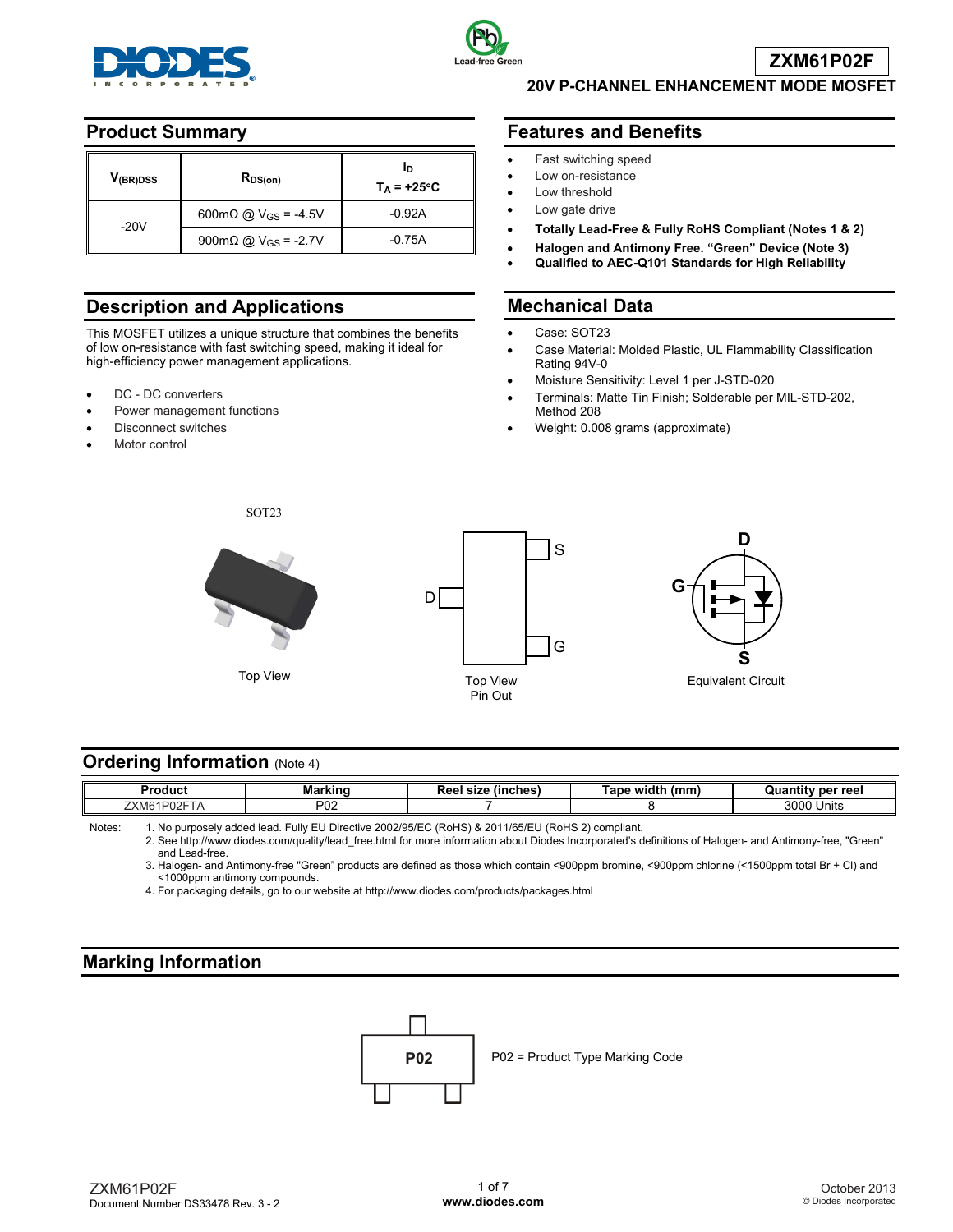# ZXM61P02F

## 20V P-CHANNEL ENHANCEMENT MODE MOSFET

## Product Summary

| $V_{(BR)DSS}$ | $R_{DS(on)}$ | $I_D$ $T_A = +25°C$ |
|---|---|---|
| -20V | 600mΩ @ $V_{GS}$ = -4.5V | -0.92A |
| | 900mΩ @ $V_{GS}$ = -2.7V | -0.75A |

## Description and Applications

This MOSFET utilizes a unique structure that combines the benefits of low on-resistance with fast switching speed, making it ideal for high-efficiency power management applications.

- DC - DC converters
- Power management functions
- Disconnect switches
- Motor control

## Features and Benefits

- Fast switching speed
- Low on-resistance
- Low threshold
- Low gate drive
- **Totally Lead-Free & Fully RoHS Compliant (Notes 1 & 2)**
- **Halogen and Antimony Free. "Green" Device (Note 3)**
- **Qualified to AEC-Q101 Standards for High Reliability**

## Mechanical Data

- Case: SOT23
- Case Material: Molded Plastic, UL Flammability Classification Rating 94V-0
- Moisture Sensitivity: Level 1 per J-STD-020
- Terminals: Matte Tin Finish; Solderable per MIL-STD-202, Method 208
- Weight: 0.008 grams (approximate)

SOT23

Top View

Top View
Pin Out

Equivalent Circuit

## Ordering Information (Note 4)

| Product | Marking | Reel size (inches) | Tape width (mm) | Quantity per reel |
|---|---|---|---|---|
| ZXM61P02FTA | P02 | 7 | 8 | 3000 Units |

Notes:
1. No purposely added lead. Fully EU Directive 2002/95/EC (RoHS) & 2011/65/EU (RoHS 2) compliant.
2. See http://www.diodes.com/quality/lead_free.html for more information about Diodes Incorporated's definitions of Halogen- and Antimony-free, "Green" and Lead-free.
3. Halogen- and Antimony-free "Green" products are defined as those which contain <900ppm bromine, <900ppm chlorine (<1500ppm total Br + Cl) and <1000ppm antimony compounds.
4. For packaging details, go to our website at http://www.diodes.com/products/packages.html

## Marking Information

P02 = Product Type Marking Code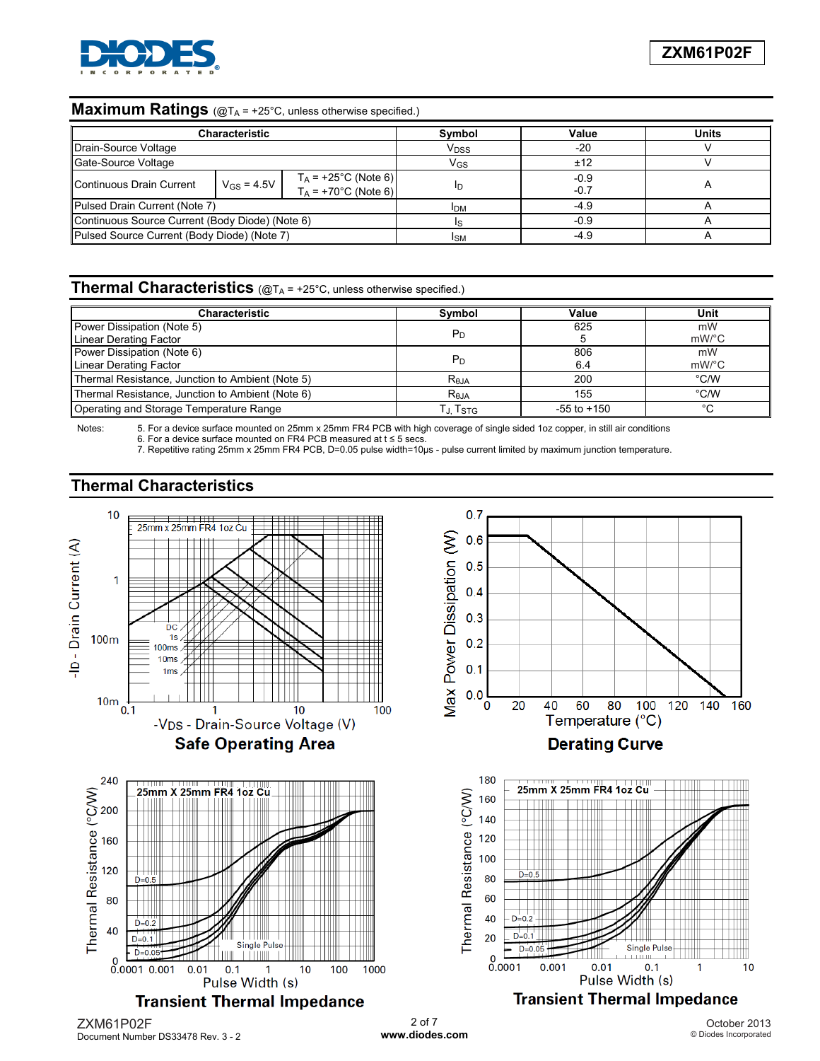## Maximum Ratings (@$T_A$ = +25°C, unless otherwise specified.)

| Characteristic | | | Symbol | Value | Units |
|---|---|---|---|---|---|
| Drain-Source Voltage | | | $V_{DSS}$ | -20 | V |
| Gate-Source Voltage | | | $V_{GS}$ | ±12 | V |
| Continuous Drain Current | $V_{GS}$ = 4.5V | $T_A$ = +25°C (Note 6)<br>$T_A$ = +70°C (Note 6) | $I_D$ | -0.9<br>-0.7 | A |
| Pulsed Drain Current (Note 7) | | | $I_{DM}$ | -4.9 | A |
| Continuous Source Current (Body Diode) (Note 6) | | | $I_S$ | -0.9 | A |
| Pulsed Source Current (Body Diode) (Note 7) | | | $I_{SM}$ | -4.9 | A |

## Thermal Characteristics (@$T_A$ = +25°C, unless otherwise specified.)

| Characteristic | Symbol | Value | Unit |
|---|---|---|---|
| Power Dissipation (Note 5)<br>Linear Derating Factor | $P_D$ | 625<br>5 | mW<br>mW/°C |
| Power Dissipation (Note 6)<br>Linear Derating Factor | $P_D$ | 806<br>6.4 | mW<br>mW/°C |
| Thermal Resistance, Junction to Ambient (Note 5) | $R_{θJA}$ | 200 | °C/W |
| Thermal Resistance, Junction to Ambient (Note 6) | $R_{θJA}$ | 155 | °C/W |
| Operating and Storage Temperature Range | $T_J$, $T_{STG}$ | -55 to +150 | °C |

Notes:
5. For a device surface mounted on 25mm x 25mm FR4 PCB with high coverage of single sided 1oz copper, in still air conditions
6. For a device surface mounted on FR4 PCB measured at t ≤ 5 secs.
7. Repetitive rating 25mm x 25mm FR4 PCB, D=0.05 pulse width=10μs - pulse current limited by maximum junction temperature.

## Thermal Characteristics

**Safe Operating Area**

**Derating Curve**

**Transient Thermal Impedance**

**Transient Thermal Impedance**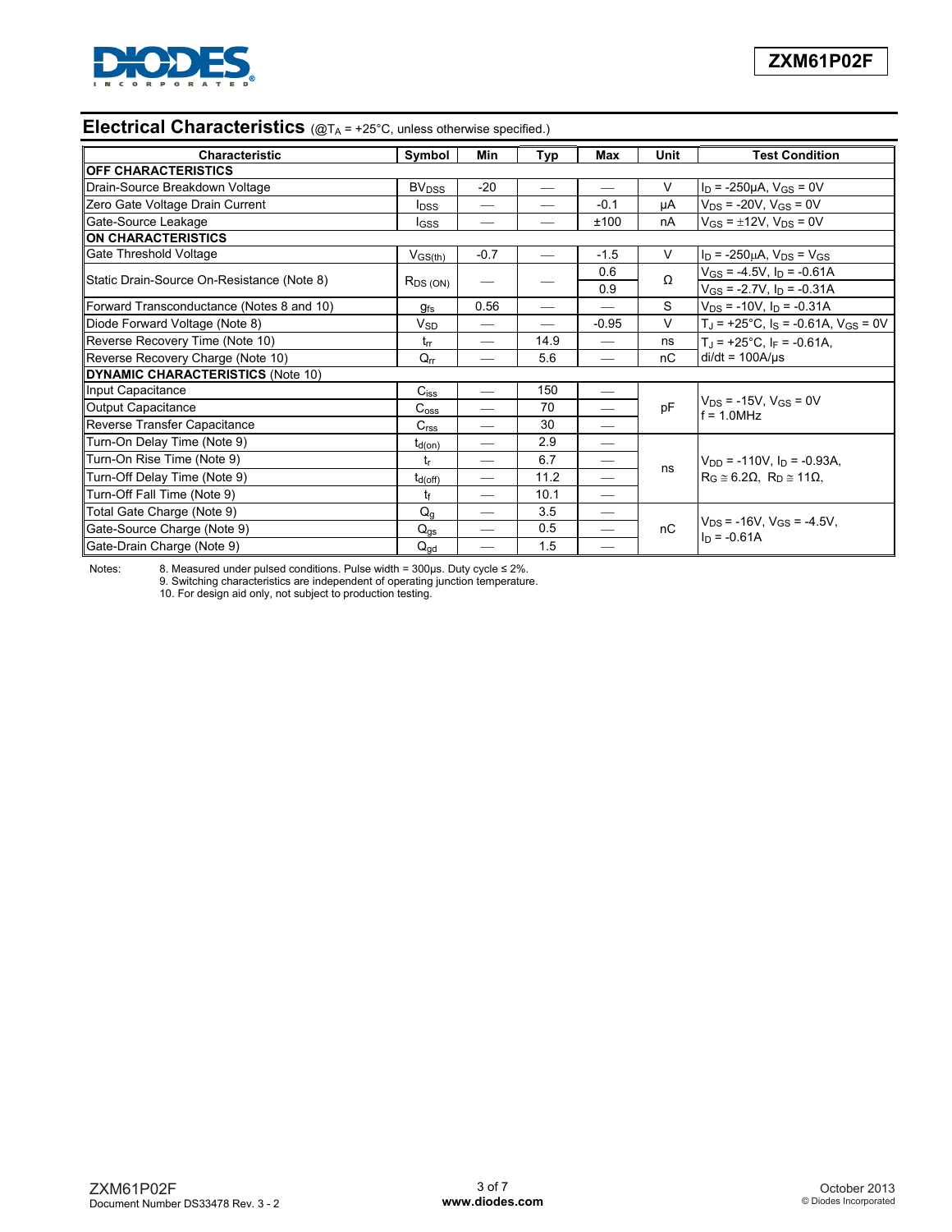## Electrical Characteristics (@$T_A$ = +25°C, unless otherwise specified.)

| Characteristic | Symbol | Min | Typ | Max | Unit | Test Condition |
|---|---|---|---|---|---|---|
| **OFF CHARACTERISTICS** | | | | | | |
| Drain-Source Breakdown Voltage | $BV_{DSS}$ | -20 | — | — | V | $I_D$ = -250µA, $V_{GS}$ = 0V |
| Zero Gate Voltage Drain Current | $I_{DSS}$ | — | — | -0.1 | µA | $V_{DS}$ = -20V, $V_{GS}$ = 0V |
| Gate-Source Leakage | $I_{GSS}$ | — | — | ±100 | nA | $V_{GS}$ = ±12V, $V_{DS}$ = 0V |
| **ON CHARACTERISTICS** | | | | | | |
| Gate Threshold Voltage | $V_{GS(th)}$ | -0.7 | — | -1.5 | V | $I_D$ = -250µA, $V_{DS}$ = $V_{GS}$ |
| Static Drain-Source On-Resistance (Note 8) | $R_{DS\ (ON)}$ | — | — | 0.6 | Ω | $V_{GS}$ = -4.5V, $I_D$ = -0.61A |
| | | | | 0.9 | | $V_{GS}$ = -2.7V, $I_D$ = -0.31A |
| Forward Transconductance (Notes 8 and 10) | $g_{fs}$ | 0.56 | — | — | S | $V_{DS}$ = -10V, $I_D$ = -0.31A |
| Diode Forward Voltage (Note 8) | $V_{SD}$ | — | — | -0.95 | V | $T_J$ = +25°C, $I_S$ = -0.61A, $V_{GS}$ = 0V |
| Reverse Recovery Time (Note 10) | $t_{rr}$ | — | 14.9 | — | ns | $T_J$ = +25°C, $I_F$ = -0.61A, di/dt = 100A/µs |
| Reverse Recovery Charge (Note 10) | $Q_{rr}$ | — | 5.6 | — | nC | |
| **DYNAMIC CHARACTERISTICS** (Note 10) | | | | | | |
| Input Capacitance | $C_{iss}$ | — | 150 | — | pF | $V_{DS}$ = -15V, $V_{GS}$ = 0V f = 1.0MHz |
| Output Capacitance | $C_{oss}$ | — | 70 | — | | |
| Reverse Transfer Capacitance | $C_{rss}$ | — | 30 | — | | |
| Turn-On Delay Time (Note 9) | $t_{d(on)}$ | — | 2.9 | — | ns | $V_{DD}$ = -110V, $I_D$ = -0.93A, $R_G$ ≅ 6.2Ω, $R_D$ ≅ 11Ω, |
| Turn-On Rise Time (Note 9) | $t_r$ | — | 6.7 | — | | |
| Turn-Off Delay Time (Note 9) | $t_{d(off)}$ | — | 11.2 | — | | |
| Turn-Off Fall Time (Note 9) | $t_f$ | — | 10.1 | — | | |
| Total Gate Charge (Note 9) | $Q_g$ | — | 3.5 | — | nC | $V_{DS}$ = -16V, $V_{GS}$ = -4.5V, $I_D$ = -0.61A |
| Gate-Source Charge (Note 9) | $Q_{gs}$ | — | 0.5 | — | | |
| Gate-Drain Charge (Note 9) | $Q_{gd}$ | — | 1.5 | — | | |

Notes:
8. Measured under pulsed conditions. Pulse width = 300µs. Duty cycle ≤ 2%.
9. Switching characteristics are independent of operating junction temperature.
10. For design aid only, not subject to production testing.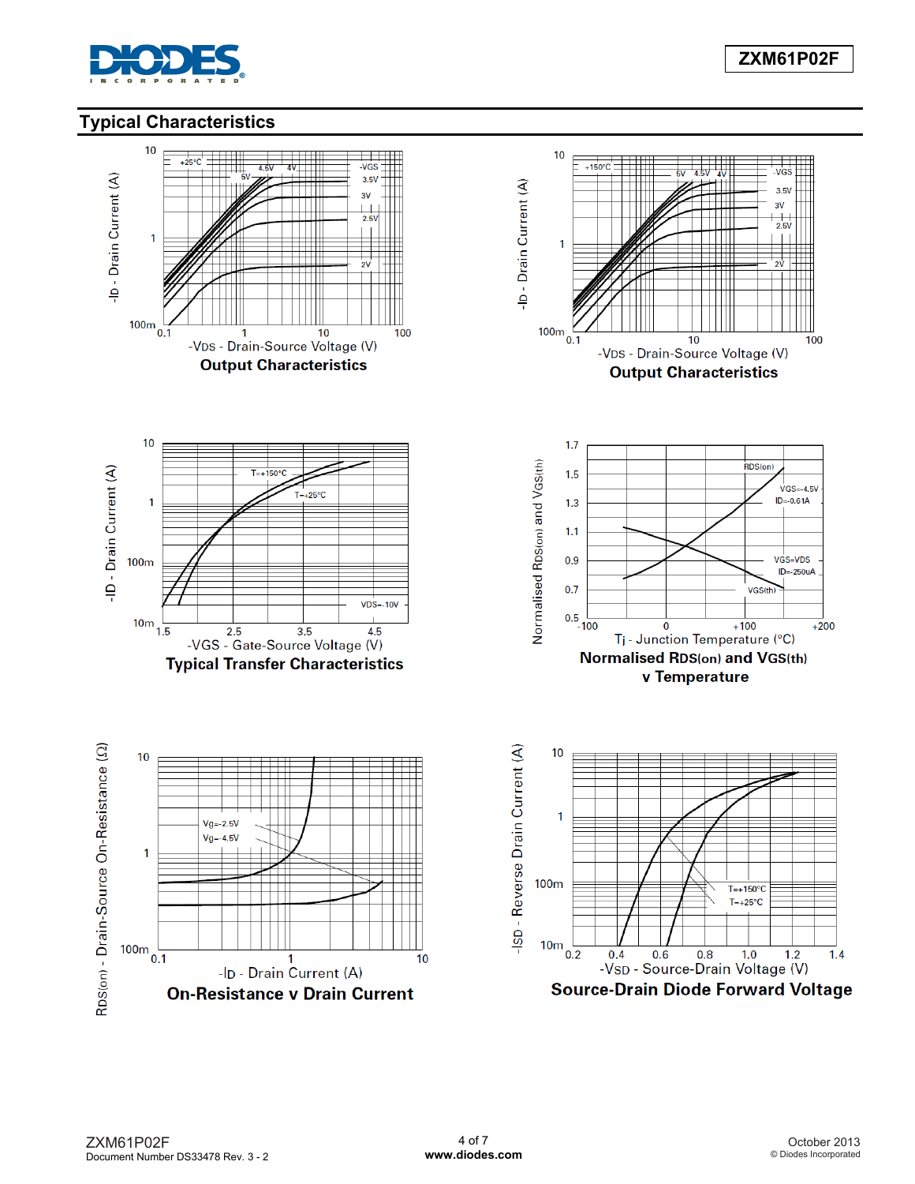## Typical Characteristics

**Output Characteristics**

**Output Characteristics**

**Typical Transfer Characteristics**

**Normalised $R_{DS(on)}$ and $V_{GS(th)}$ v Temperature**

**On-Resistance v Drain Current**

**Source-Drain Diode Forward Voltage**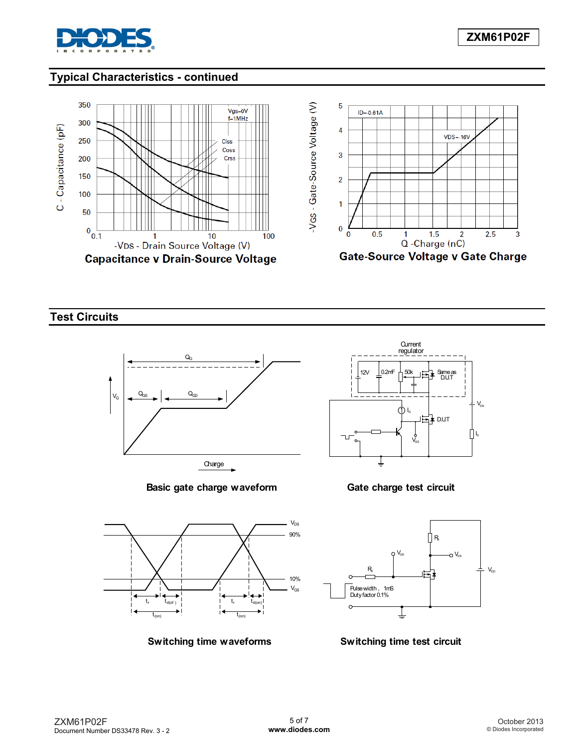## Typical Characteristics - continued

**Capacitance v Drain-Source Voltage**

**Gate-Source Voltage v Gate Charge**

## Test Circuits

**Basic gate charge waveform**

**Gate charge test circuit**

**Switching time waveforms**

**Switching time test circuit**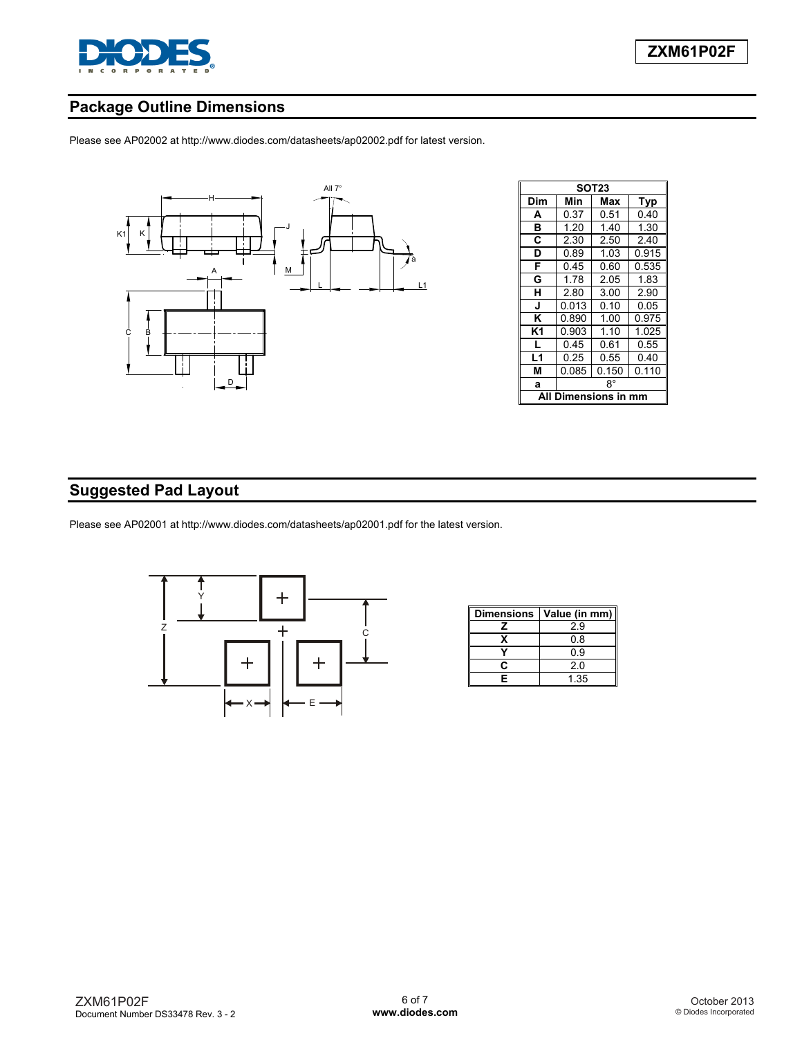## Package Outline Dimensions

Please see AP02002 at http://www.diodes.com/datasheets/ap02002.pdf for latest version.

| SOT23 | | | |
|---|---|---|---|
| **Dim** | **Min** | **Max** | **Typ** |
| **A** | 0.37 | 0.51 | 0.40 |
| **B** | 1.20 | 1.40 | 1.30 |
| **C** | 2.30 | 2.50 | 2.40 |
| **D** | 0.89 | 1.03 | 0.915 |
| **F** | 0.45 | 0.60 | 0.535 |
| **G** | 1.78 | 2.05 | 1.83 |
| **H** | 2.80 | 3.00 | 2.90 |
| **J** | 0.013 | 0.10 | 0.05 |
| **K** | 0.890 | 1.00 | 0.975 |
| **K1** | 0.903 | 1.10 | 1.025 |
| **L** | 0.45 | 0.61 | 0.55 |
| **L1** | 0.25 | 0.55 | 0.40 |
| **M** | 0.085 | 0.150 | 0.110 |
| **a** | 8° | | |
| **All Dimensions in mm** | | | |

## Suggested Pad Layout

Please see AP02001 at http://www.diodes.com/datasheets/ap02001.pdf for the latest version.

| Dimensions | Value (in mm) |
|---|---|
| Z | 2.9 |
| X | 0.8 |
| Y | 0.9 |
| C | 2.0 |
| E | 1.35 |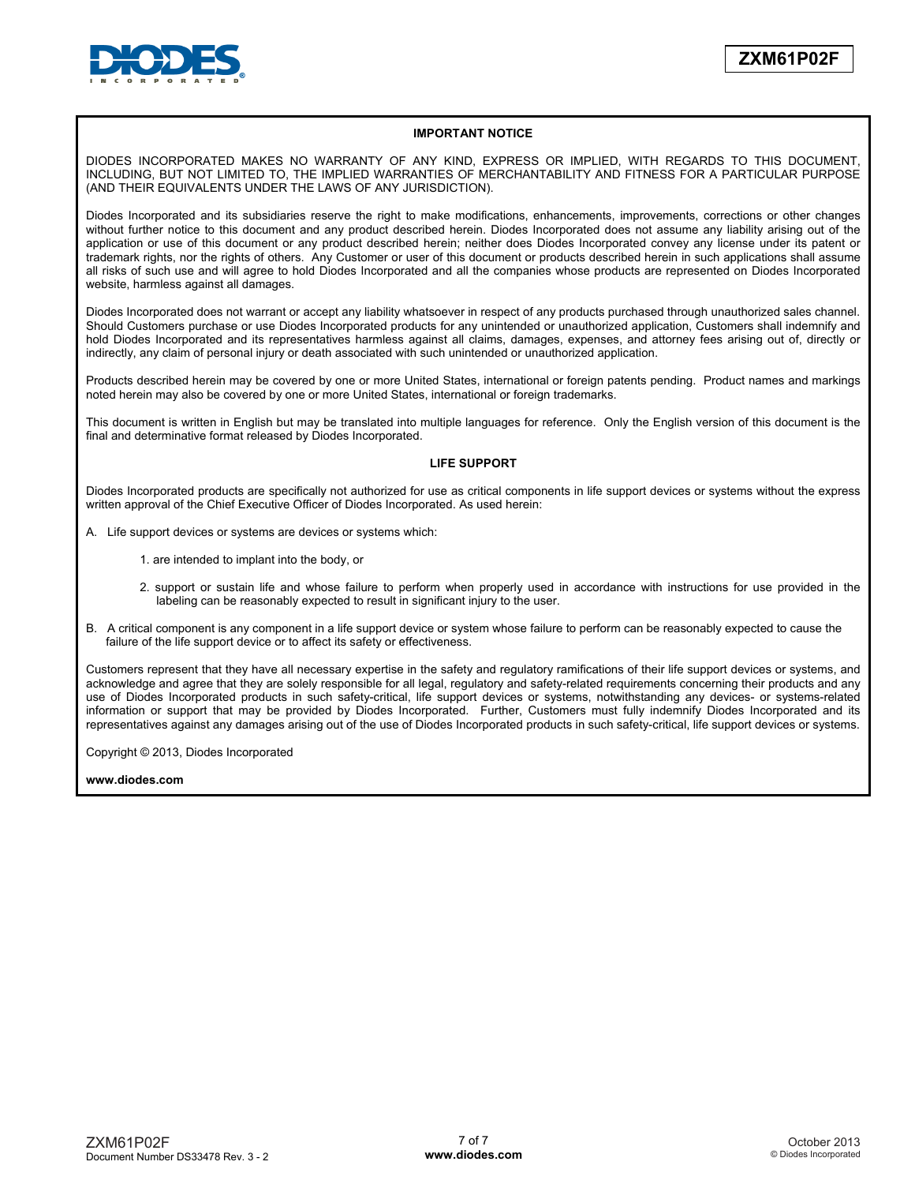## IMPORTANT NOTICE

DIODES INCORPORATED MAKES NO WARRANTY OF ANY KIND, EXPRESS OR IMPLIED, WITH REGARDS TO THIS DOCUMENT, INCLUDING, BUT NOT LIMITED TO, THE IMPLIED WARRANTIES OF MERCHANTABILITY AND FITNESS FOR A PARTICULAR PURPOSE (AND THEIR EQUIVALENTS UNDER THE LAWS OF ANY JURISDICTION).

Diodes Incorporated and its subsidiaries reserve the right to make modifications, enhancements, improvements, corrections or other changes without further notice to this document and any product described herein. Diodes Incorporated does not assume any liability arising out of the application or use of this document or any product described herein; neither does Diodes Incorporated convey any license under its patent or trademark rights, nor the rights of others. Any Customer or user of this document or products described herein in such applications shall assume all risks of such use and will agree to hold Diodes Incorporated and all the companies whose products are represented on Diodes Incorporated website, harmless against all damages.

Diodes Incorporated does not warrant or accept any liability whatsoever in respect of any products purchased through unauthorized sales channel. Should Customers purchase or use Diodes Incorporated products for any unintended or unauthorized application, Customers shall indemnify and hold Diodes Incorporated and its representatives harmless against all claims, damages, expenses, and attorney fees arising out of, directly or indirectly, any claim of personal injury or death associated with such unintended or unauthorized application.

Products described herein may be covered by one or more United States, international or foreign patents pending. Product names and markings noted herein may also be covered by one or more United States, international or foreign trademarks.

This document is written in English but may be translated into multiple languages for reference. Only the English version of this document is the final and determinative format released by Diodes Incorporated.

## LIFE SUPPORT

Diodes Incorporated products are specifically not authorized for use as critical components in life support devices or systems without the express written approval of the Chief Executive Officer of Diodes Incorporated. As used herein:

A. Life support devices or systems are devices or systems which:

1. are intended to implant into the body, or

2. support or sustain life and whose failure to perform when properly used in accordance with instructions for use provided in the labeling can be reasonably expected to result in significant injury to the user.

B. A critical component is any component in a life support device or system whose failure to perform can be reasonably expected to cause the failure of the life support device or to affect its safety or effectiveness.

Customers represent that they have all necessary expertise in the safety and regulatory ramifications of their life support devices or systems, and acknowledge and agree that they are solely responsible for all legal, regulatory and safety-related requirements concerning their products and any use of Diodes Incorporated products in such safety-critical, life support devices or systems, notwithstanding any devices- or systems-related information or support that may be provided by Diodes Incorporated. Further, Customers must fully indemnify Diodes Incorporated and its representatives against any damages arising out of the use of Diodes Incorporated products in such safety-critical, life support devices or systems.

Copyright © 2013, Diodes Incorporated

**www.diodes.com**